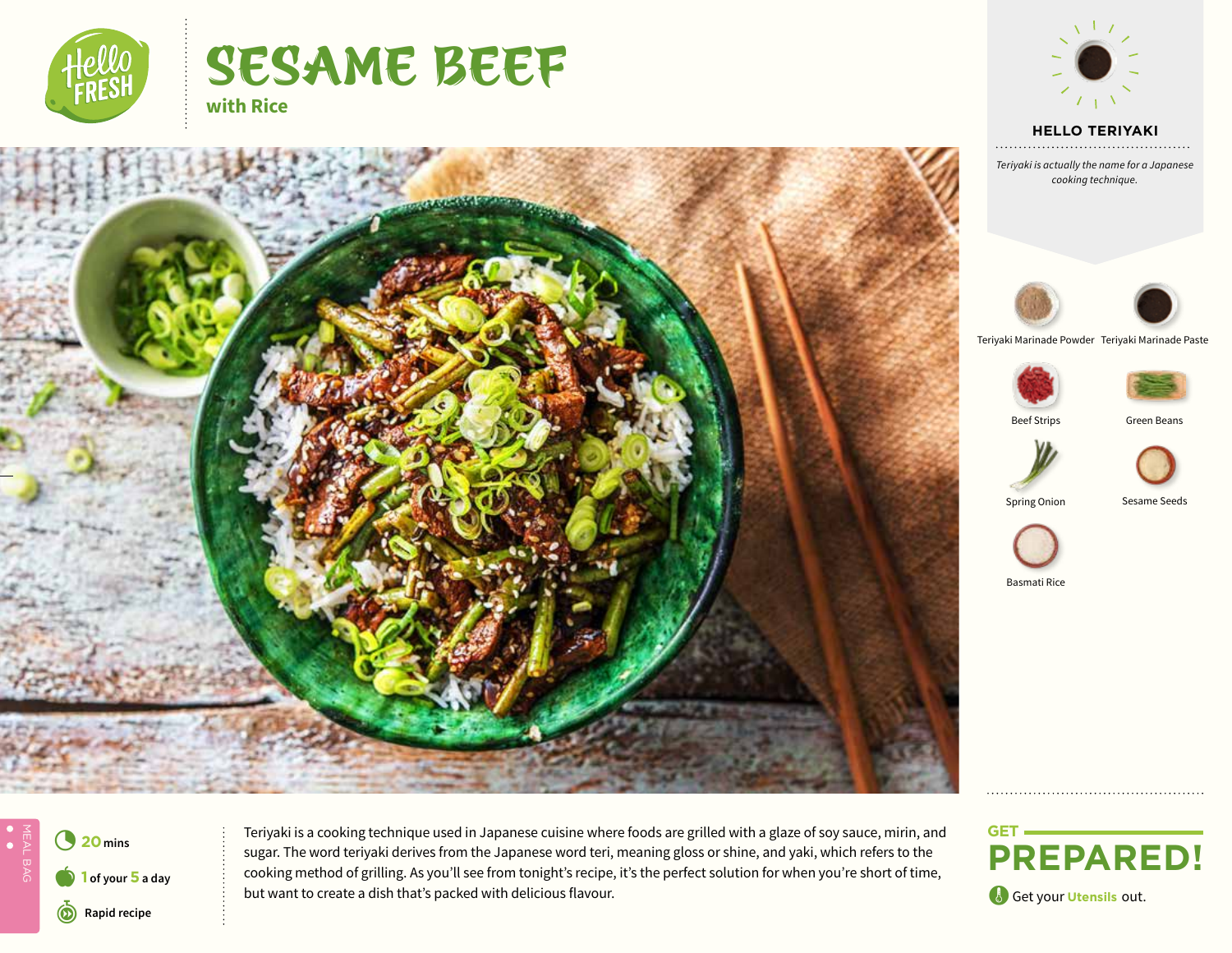# SESAME BEEF

**with Rice**

## HELLO TERIYAKI

*Teriyaki is actually the name for a Japanese cooking technique.*

- Teriyaki Marinade Powder
- Teriyaki Marinade Paste
- Beef Strips
- Green Beans
- Spring Onion
- Sesame Seeds
- Basmati Rice

MEAL BAG

- **20** mins
- **1** of your **5** a day
- Rapid recipe

Teriyaki is a cooking technique used in Japanese cuisine where foods are grilled with a glaze of soy sauce, mirin, and sugar. The word teriyaki derives from the Japanese word teri, meaning gloss or shine, and yaki, which refers to the cooking method of grilling. As you'll see from tonight's recipe, it's the perfect solution for when you're short of time, but want to create a dish that's packed with delicious flavour.

## GET PREPARED!

Get your **Utensils** out.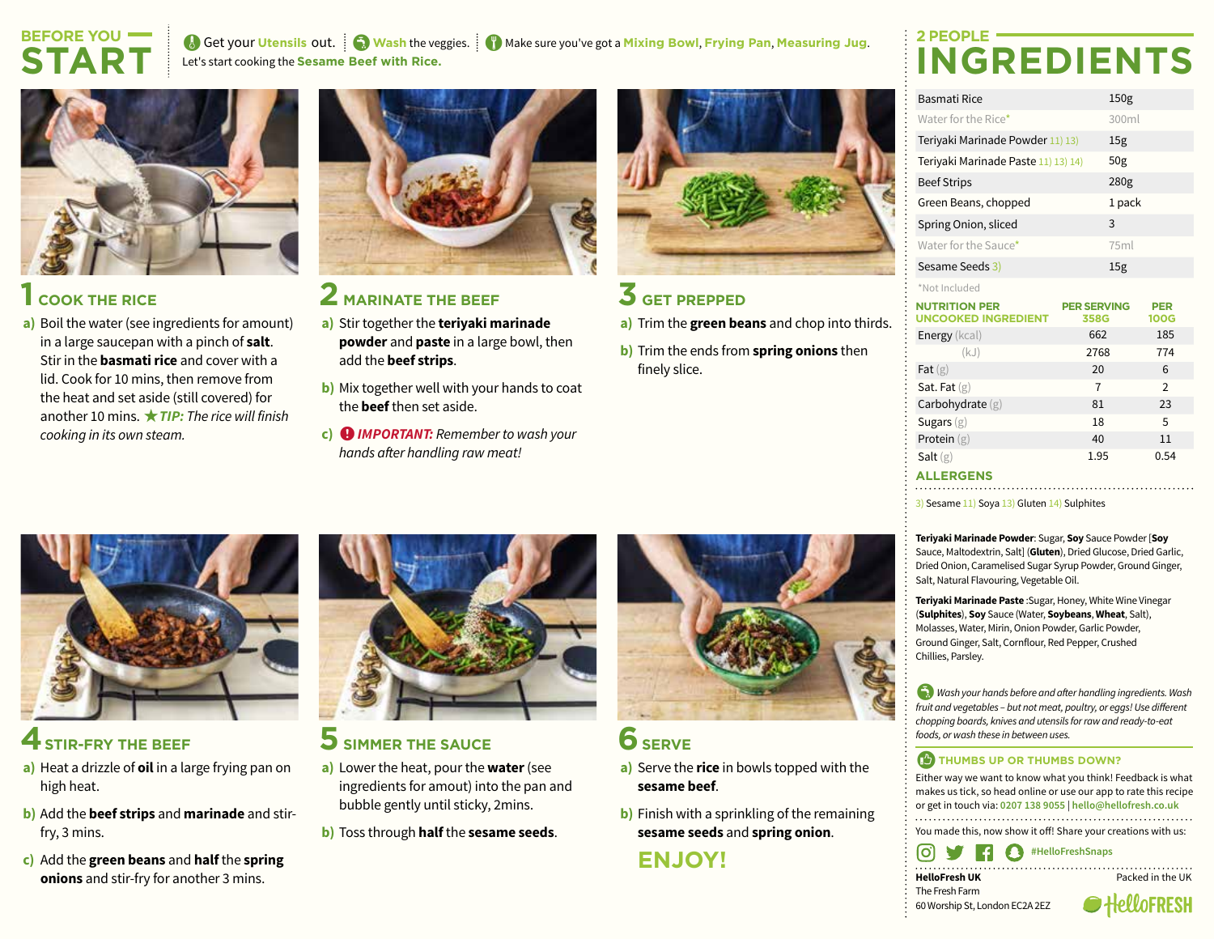# BEFORE YOU START

Get your **Utensils** out. | **Wash** the veggies. | Make sure you've got a **Mixing Bowl**, **Frying Pan**, **Measuring Jug**.

Let's start cooking the **Sesame Beef with Rice.**

## 1 COOK THE RICE

**a)** Boil the water (see ingredients for amount) in a large saucepan with a pinch of **salt**. Stir in the **basmati rice** and cover with a lid. Cook for 10 mins, then remove from the heat and set aside (still covered) for another 10 mins. ★ *TIP: The rice will finish cooking in its own steam.*

## 2 MARINATE THE BEEF

**a)** Stir together the **teriyaki marinade powder** and **paste** in a large bowl, then add the **beef strips**.

**b)** Mix together well with your hands to coat the **beef** then set aside.

**c)** ❗ ***IMPORTANT:*** *Remember to wash your hands after handling raw meat!*

## 3 GET PREPPED

**a)** Trim the **green beans** and chop into thirds.

**b)** Trim the ends from **spring onions** then finely slice.

## 4 STIR-FRY THE BEEF

**a)** Heat a drizzle of **oil** in a large frying pan on high heat.

**b)** Add the **beef strips** and **marinade** and stir-fry, 3 mins.

**c)** Add the **green beans** and **half** the **spring onions** and stir-fry for another 3 mins.

## 5 SIMMER THE SAUCE

**a)** Lower the heat, pour the **water** (see ingredients for amout) into the pan and bubble gently until sticky, 2mins.

**b)** Toss through **half** the **sesame seeds**.

## 6 SERVE

**a)** Serve the **rice** in bowls topped with the **sesame beef**.

**b)** Finish with a sprinkling of the remaining **sesame seeds** and **spring onion**.

**ENJOY!**

# 2 PEOPLE INGREDIENTS

| | |
|---|---|
| Basmati Rice | 150g |
| Water for the Rice* | 300ml |
| Teriyaki Marinade Powder 11) 13) | 15g |
| Teriyaki Marinade Paste 11) 13) 14) | 50g |
| Beef Strips | 280g |
| Green Beans, chopped | 1 pack |
| Spring Onion, sliced | 3 |
| Water for the Sauce* | 75ml |
| Sesame Seeds 3) | 15g |

*Not Included

| NUTRITION PER UNCOOKED INGREDIENT | PER SERVING 358G | PER 100G |
|---|---|---|
| Energy (kcal) | 662 | 185 |
| (kJ) | 2768 | 774 |
| Fat (g) | 20 | 6 |
| Sat. Fat (g) | 7 | 2 |
| Carbohydrate (g) | 81 | 23 |
| Sugars (g) | 18 | 5 |
| Protein (g) | 40 | 11 |
| Salt (g) | 1.95 | 0.54 |

## ALLERGENS

3) Sesame 11) Soya 13) Gluten 14) Sulphites

**Teriyaki Marinade Powder**: Sugar, **Soy** Sauce Powder [**Soy** Sauce, Maltodextrin, Salt] (**Gluten**), Dried Glucose, Dried Garlic, Dried Onion, Caramelised Sugar Syrup Powder, Ground Ginger, Salt, Natural Flavouring, Vegetable Oil.

**Teriyaki Marinade Paste** :Sugar, Honey, White Wine Vinegar (**Sulphites**), **Soy** Sauce (Water, **Soybeans**, **Wheat**, Salt), Molasses, Water, Mirin, Onion Powder, Garlic Powder, Ground Ginger, Salt, Cornflour, Red Pepper, Crushed Chillies, Parsley.

*Wash your hands before and after handling ingredients. Wash fruit and vegetables – but not meat, poultry, or eggs! Use different chopping boards, knives and utensils for raw and ready-to-eat foods, or wash these in between uses.*

## THUMBS UP OR THUMBS DOWN?

Either way we want to know what you think! Feedback is what makes us tick, so head online or use our app to rate this recipe or get in touch via: 0207 138 9055 | hello@hellofresh.co.uk

You made this, now show it off! Share your creations with us:

#HelloFreshSnaps

**HelloFresh UK**
The Fresh Farm
60 Worship St, London EC2A 2EZ

Packed in the UK

HelloFRESH